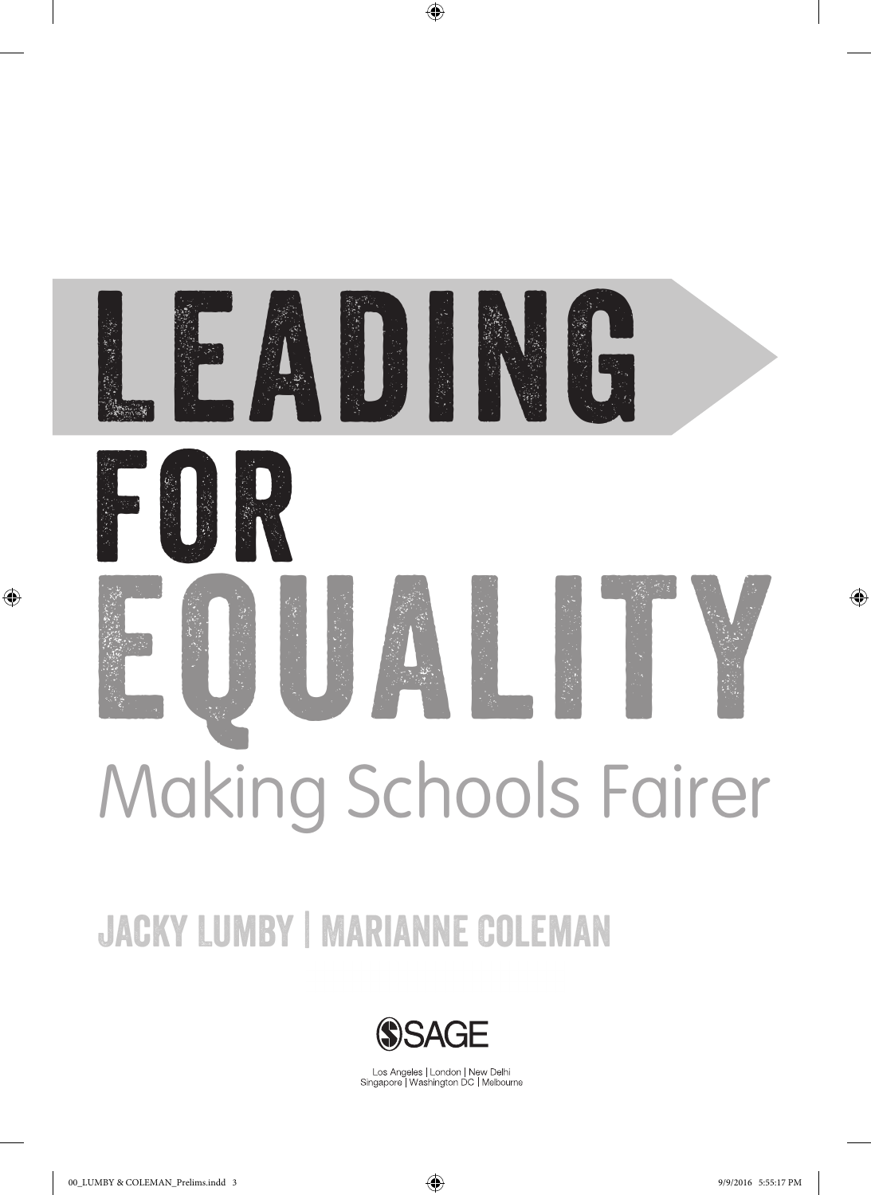# LEADING FOR EQUALITY

## Making Schools Fairer

JACKY LUMBY | MARIANNE COLEMAN

SAGE

Los Angeles | London | New Delhi
Singapore | Washington DC | Melbourne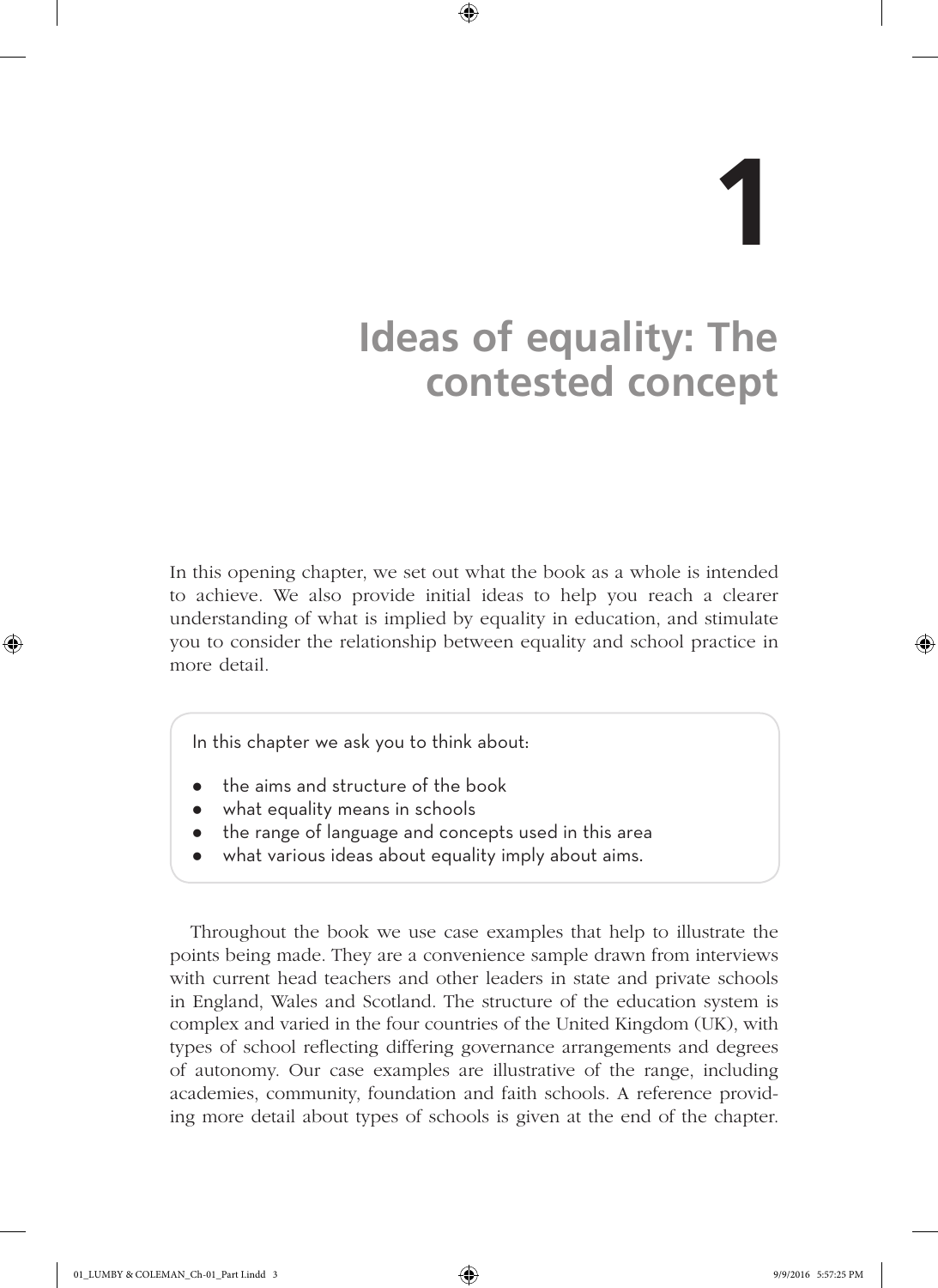# 1

# Ideas of equality: The contested concept

In this opening chapter, we set out what the book as a whole is intended to achieve. We also provide initial ideas to help you reach a clearer understanding of what is implied by equality in education, and stimulate you to consider the relationship between equality and school practice in more detail.

> In this chapter we ask you to think about:
>
> - the aims and structure of the book
> - what equality means in schools
> - the range of language and concepts used in this area
> - what various ideas about equality imply about aims.

Throughout the book we use case examples that help to illustrate the points being made. They are a convenience sample drawn from interviews with current head teachers and other leaders in state and private schools in England, Wales and Scotland. The structure of the education system is complex and varied in the four countries of the United Kingdom (UK), with types of school reflecting differing governance arrangements and degrees of autonomy. Our case examples are illustrative of the range, including academies, community, foundation and faith schools. A reference providing more detail about types of schools is given at the end of the chapter.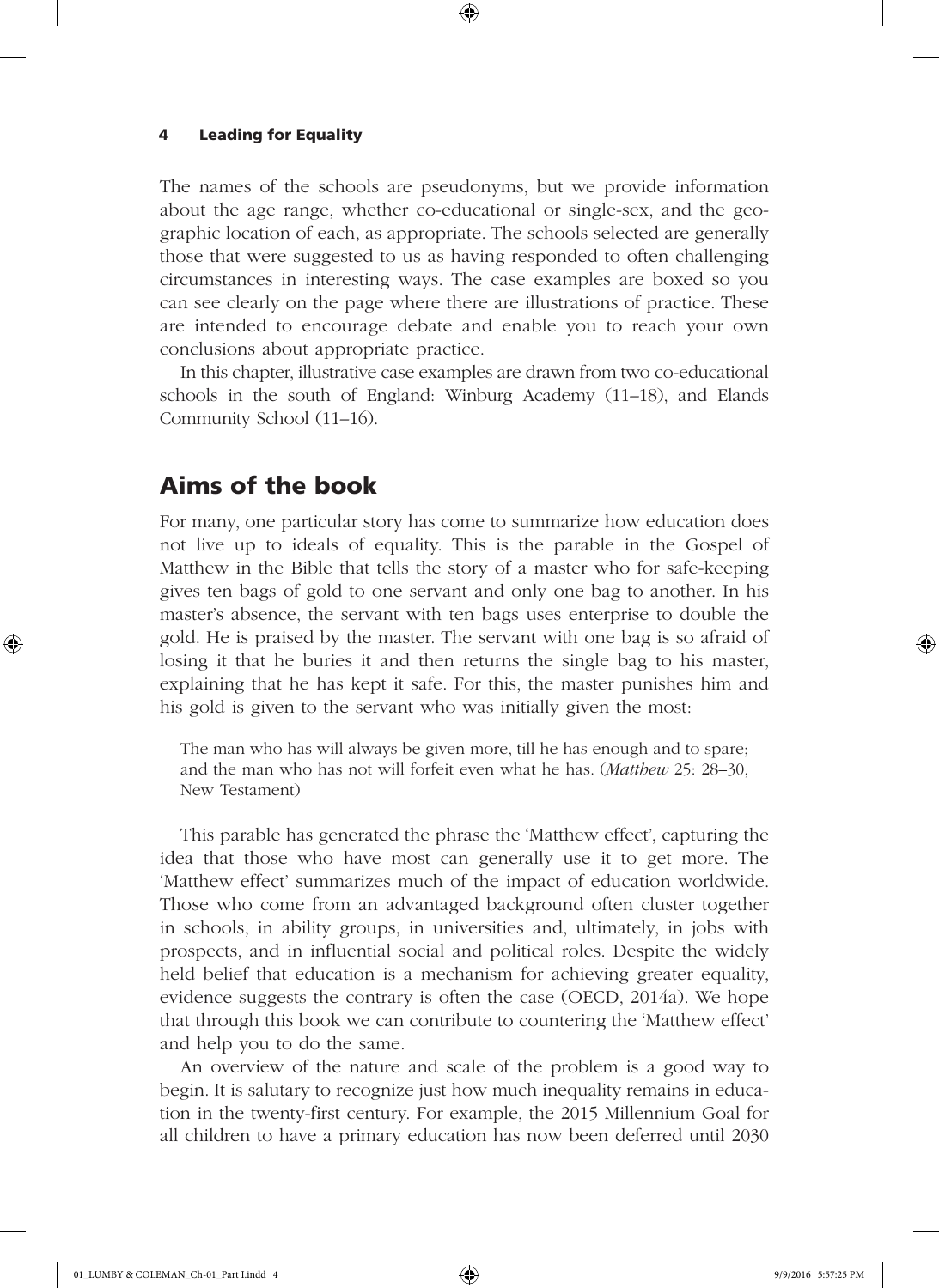The names of the schools are pseudonyms, but we provide information about the age range, whether co-educational or single-sex, and the geographic location of each, as appropriate. The schools selected are generally those that were suggested to us as having responded to often challenging circumstances in interesting ways. The case examples are boxed so you can see clearly on the page where there are illustrations of practice. These are intended to encourage debate and enable you to reach your own conclusions about appropriate practice.

In this chapter, illustrative case examples are drawn from two co-educational schools in the south of England: Winburg Academy (11–18), and Elands Community School (11–16).

## Aims of the book

For many, one particular story has come to summarize how education does not live up to ideals of equality. This is the parable in the Gospel of Matthew in the Bible that tells the story of a master who for safe-keeping gives ten bags of gold to one servant and only one bag to another. In his master's absence, the servant with ten bags uses enterprise to double the gold. He is praised by the master. The servant with one bag is so afraid of losing it that he buries it and then returns the single bag to his master, explaining that he has kept it safe. For this, the master punishes him and his gold is given to the servant who was initially given the most:

> The man who has will always be given more, till he has enough and to spare; and the man who has not will forfeit even what he has. (*Matthew* 25: 28–30, New Testament)

This parable has generated the phrase the 'Matthew effect', capturing the idea that those who have most can generally use it to get more. The 'Matthew effect' summarizes much of the impact of education worldwide. Those who come from an advantaged background often cluster together in schools, in ability groups, in universities and, ultimately, in jobs with prospects, and in influential social and political roles. Despite the widely held belief that education is a mechanism for achieving greater equality, evidence suggests the contrary is often the case (OECD, 2014a). We hope that through this book we can contribute to countering the 'Matthew effect' and help you to do the same.

An overview of the nature and scale of the problem is a good way to begin. It is salutary to recognize just how much inequality remains in education in the twenty-first century. For example, the 2015 Millennium Goal for all children to have a primary education has now been deferred until 2030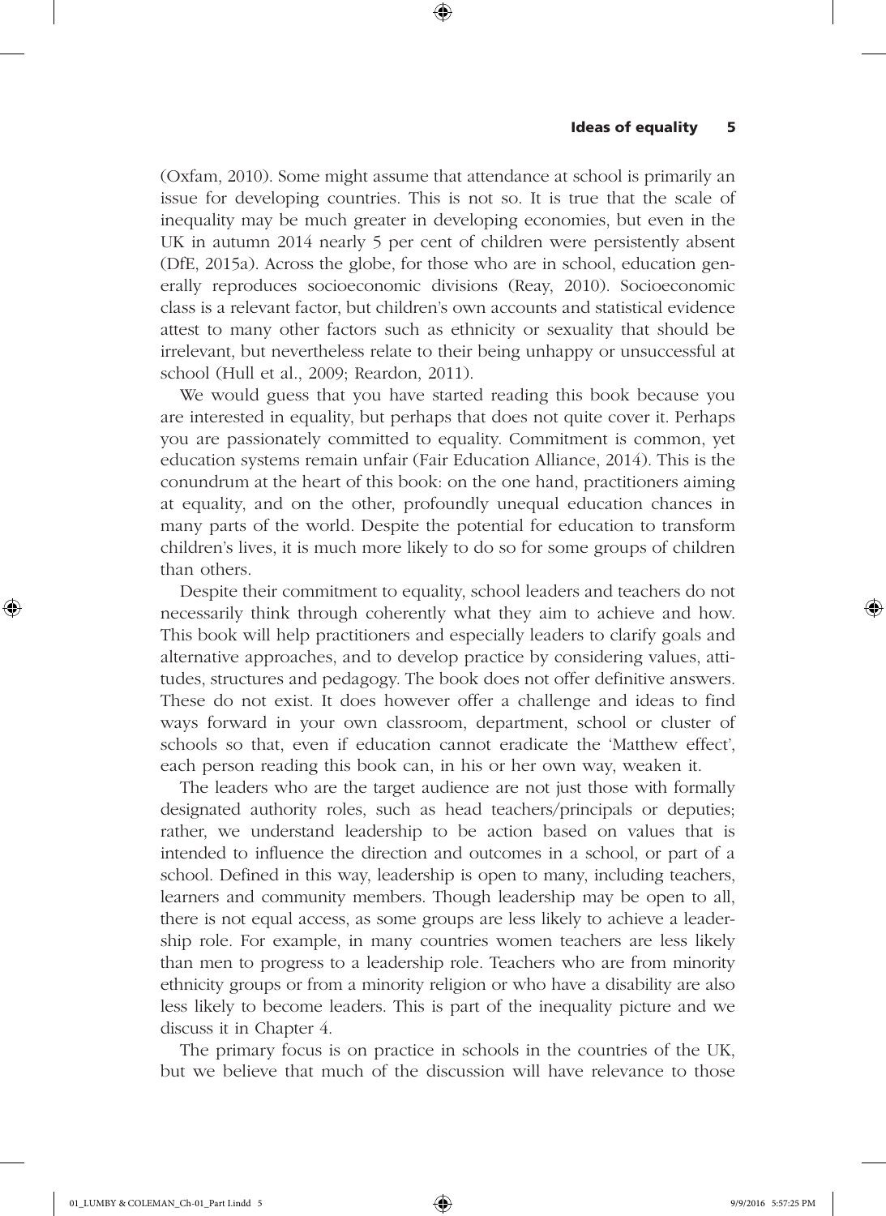(Oxfam, 2010). Some might assume that attendance at school is primarily an issue for developing countries. This is not so. It is true that the scale of inequality may be much greater in developing economies, but even in the UK in autumn 2014 nearly 5 per cent of children were persistently absent (DfE, 2015a). Across the globe, for those who are in school, education generally reproduces socioeconomic divisions (Reay, 2010). Socioeconomic class is a relevant factor, but children's own accounts and statistical evidence attest to many other factors such as ethnicity or sexuality that should be irrelevant, but nevertheless relate to their being unhappy or unsuccessful at school (Hull et al., 2009; Reardon, 2011).

We would guess that you have started reading this book because you are interested in equality, but perhaps that does not quite cover it. Perhaps you are passionately committed to equality. Commitment is common, yet education systems remain unfair (Fair Education Alliance, 2014). This is the conundrum at the heart of this book: on the one hand, practitioners aiming at equality, and on the other, profoundly unequal education chances in many parts of the world. Despite the potential for education to transform children's lives, it is much more likely to do so for some groups of children than others.

Despite their commitment to equality, school leaders and teachers do not necessarily think through coherently what they aim to achieve and how. This book will help practitioners and especially leaders to clarify goals and alternative approaches, and to develop practice by considering values, attitudes, structures and pedagogy. The book does not offer definitive answers. These do not exist. It does however offer a challenge and ideas to find ways forward in your own classroom, department, school or cluster of schools so that, even if education cannot eradicate the 'Matthew effect', each person reading this book can, in his or her own way, weaken it.

The leaders who are the target audience are not just those with formally designated authority roles, such as head teachers/principals or deputies; rather, we understand leadership to be action based on values that is intended to influence the direction and outcomes in a school, or part of a school. Defined in this way, leadership is open to many, including teachers, learners and community members. Though leadership may be open to all, there is not equal access, as some groups are less likely to achieve a leadership role. For example, in many countries women teachers are less likely than men to progress to a leadership role. Teachers who are from minority ethnicity groups or from a minority religion or who have a disability are also less likely to become leaders. This is part of the inequality picture and we discuss it in Chapter 4.

The primary focus is on practice in schools in the countries of the UK, but we believe that much of the discussion will have relevance to those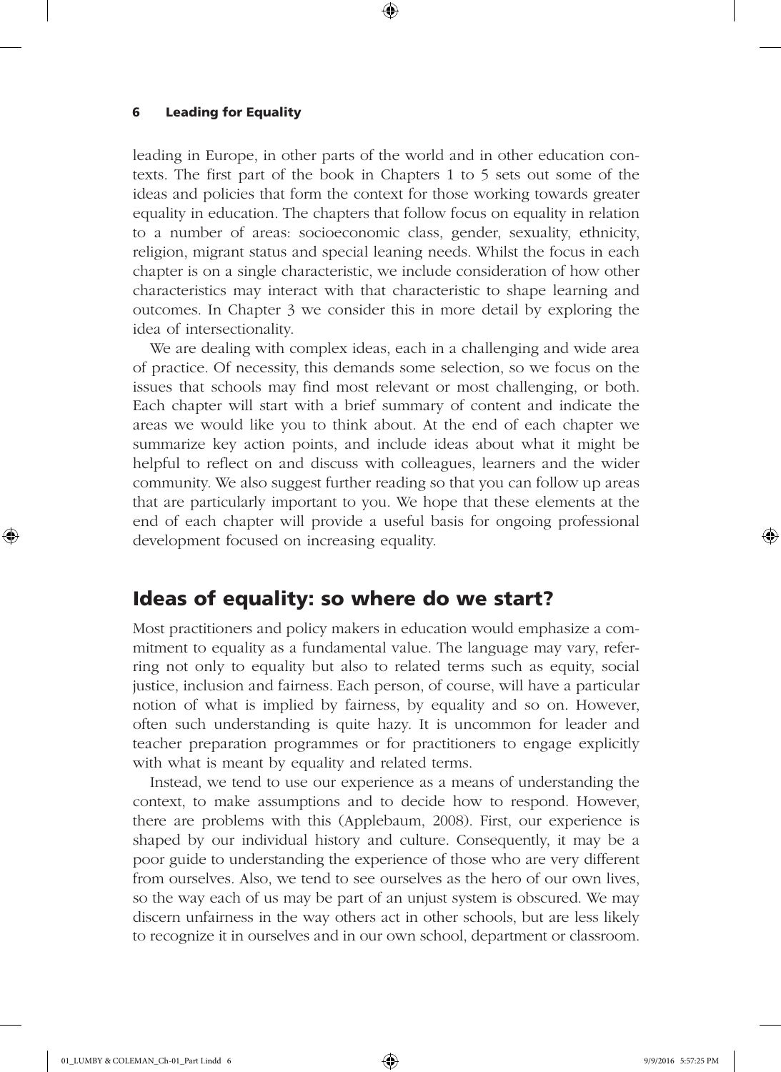leading in Europe, in other parts of the world and in other education contexts. The first part of the book in Chapters 1 to 5 sets out some of the ideas and policies that form the context for those working towards greater equality in education. The chapters that follow focus on equality in relation to a number of areas: socioeconomic class, gender, sexuality, ethnicity, religion, migrant status and special leaning needs. Whilst the focus in each chapter is on a single characteristic, we include consideration of how other characteristics may interact with that characteristic to shape learning and outcomes. In Chapter 3 we consider this in more detail by exploring the idea of intersectionality.

We are dealing with complex ideas, each in a challenging and wide area of practice. Of necessity, this demands some selection, so we focus on the issues that schools may find most relevant or most challenging, or both. Each chapter will start with a brief summary of content and indicate the areas we would like you to think about. At the end of each chapter we summarize key action points, and include ideas about what it might be helpful to reflect on and discuss with colleagues, learners and the wider community. We also suggest further reading so that you can follow up areas that are particularly important to you. We hope that these elements at the end of each chapter will provide a useful basis for ongoing professional development focused on increasing equality.

## Ideas of equality: so where do we start?

Most practitioners and policy makers in education would emphasize a commitment to equality as a fundamental value. The language may vary, referring not only to equality but also to related terms such as equity, social justice, inclusion and fairness. Each person, of course, will have a particular notion of what is implied by fairness, by equality and so on. However, often such understanding is quite hazy. It is uncommon for leader and teacher preparation programmes or for practitioners to engage explicitly with what is meant by equality and related terms.

Instead, we tend to use our experience as a means of understanding the context, to make assumptions and to decide how to respond. However, there are problems with this (Applebaum, 2008). First, our experience is shaped by our individual history and culture. Consequently, it may be a poor guide to understanding the experience of those who are very different from ourselves. Also, we tend to see ourselves as the hero of our own lives, so the way each of us may be part of an unjust system is obscured. We may discern unfairness in the way others act in other schools, but are less likely to recognize it in ourselves and in our own school, department or classroom.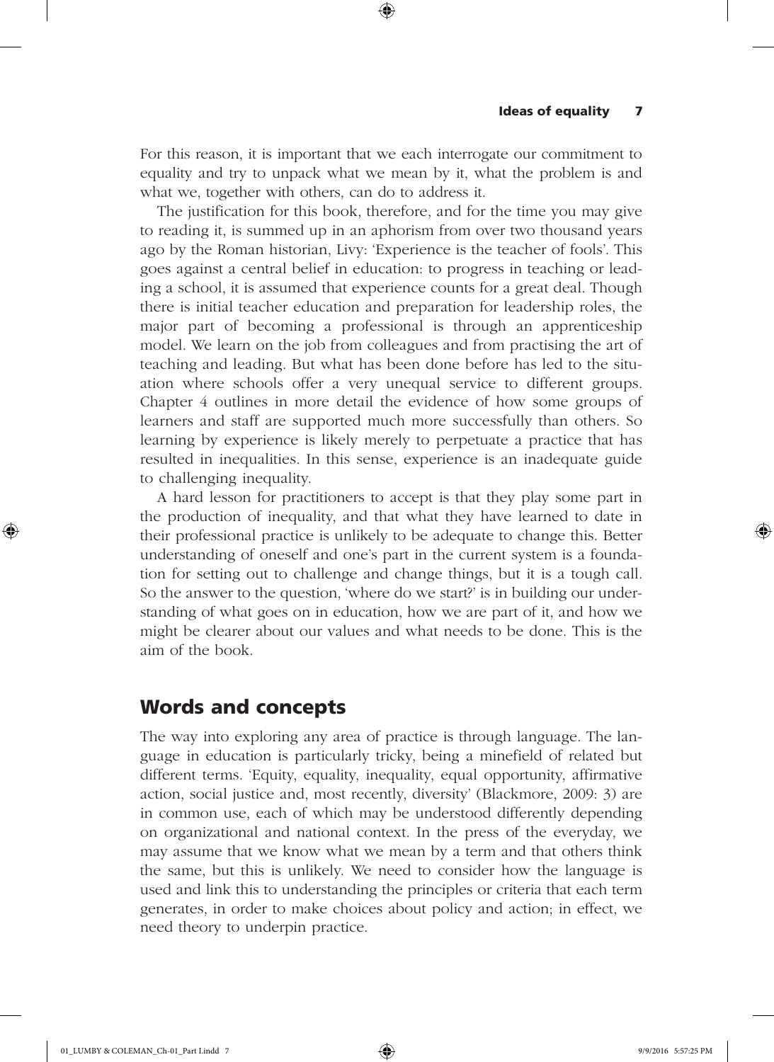For this reason, it is important that we each interrogate our commitment to equality and try to unpack what we mean by it, what the problem is and what we, together with others, can do to address it.

The justification for this book, therefore, and for the time you may give to reading it, is summed up in an aphorism from over two thousand years ago by the Roman historian, Livy: 'Experience is the teacher of fools'. This goes against a central belief in education: to progress in teaching or leading a school, it is assumed that experience counts for a great deal. Though there is initial teacher education and preparation for leadership roles, the major part of becoming a professional is through an apprenticeship model. We learn on the job from colleagues and from practising the art of teaching and leading. But what has been done before has led to the situation where schools offer a very unequal service to different groups. Chapter 4 outlines in more detail the evidence of how some groups of learners and staff are supported much more successfully than others. So learning by experience is likely merely to perpetuate a practice that has resulted in inequalities. In this sense, experience is an inadequate guide to challenging inequality.

A hard lesson for practitioners to accept is that they play some part in the production of inequality, and that what they have learned to date in their professional practice is unlikely to be adequate to change this. Better understanding of oneself and one's part in the current system is a foundation for setting out to challenge and change things, but it is a tough call. So the answer to the question, 'where do we start?' is in building our understanding of what goes on in education, how we are part of it, and how we might be clearer about our values and what needs to be done. This is the aim of the book.

## Words and concepts

The way into exploring any area of practice is through language. The language in education is particularly tricky, being a minefield of related but different terms. 'Equity, equality, inequality, equal opportunity, affirmative action, social justice and, most recently, diversity' (Blackmore, 2009: 3) are in common use, each of which may be understood differently depending on organizational and national context. In the press of the everyday, we may assume that we know what we mean by a term and that others think the same, but this is unlikely. We need to consider how the language is used and link this to understanding the principles or criteria that each term generates, in order to make choices about policy and action; in effect, we need theory to underpin practice.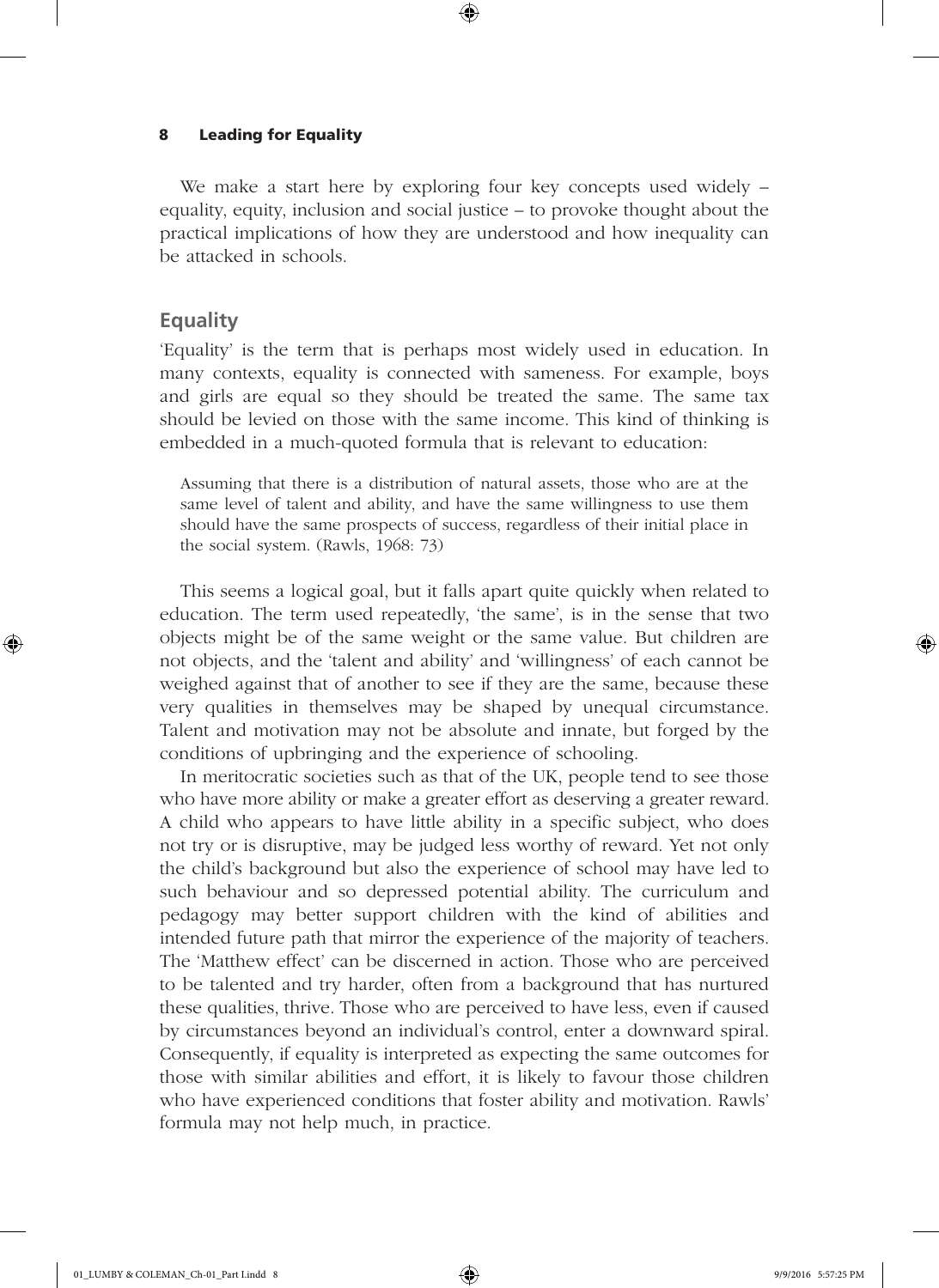We make a start here by exploring four key concepts used widely – equality, equity, inclusion and social justice – to provoke thought about the practical implications of how they are understood and how inequality can be attacked in schools.

## Equality

'Equality' is the term that is perhaps most widely used in education. In many contexts, equality is connected with sameness. For example, boys and girls are equal so they should be treated the same. The same tax should be levied on those with the same income. This kind of thinking is embedded in a much-quoted formula that is relevant to education:

> Assuming that there is a distribution of natural assets, those who are at the same level of talent and ability, and have the same willingness to use them should have the same prospects of success, regardless of their initial place in the social system. (Rawls, 1968: 73)

This seems a logical goal, but it falls apart quite quickly when related to education. The term used repeatedly, 'the same', is in the sense that two objects might be of the same weight or the same value. But children are not objects, and the 'talent and ability' and 'willingness' of each cannot be weighed against that of another to see if they are the same, because these very qualities in themselves may be shaped by unequal circumstance. Talent and motivation may not be absolute and innate, but forged by the conditions of upbringing and the experience of schooling.

In meritocratic societies such as that of the UK, people tend to see those who have more ability or make a greater effort as deserving a greater reward. A child who appears to have little ability in a specific subject, who does not try or is disruptive, may be judged less worthy of reward. Yet not only the child's background but also the experience of school may have led to such behaviour and so depressed potential ability. The curriculum and pedagogy may better support children with the kind of abilities and intended future path that mirror the experience of the majority of teachers. The 'Matthew effect' can be discerned in action. Those who are perceived to be talented and try harder, often from a background that has nurtured these qualities, thrive. Those who are perceived to have less, even if caused by circumstances beyond an individual's control, enter a downward spiral. Consequently, if equality is interpreted as expecting the same outcomes for those with similar abilities and effort, it is likely to favour those children who have experienced conditions that foster ability and motivation. Rawls' formula may not help much, in practice.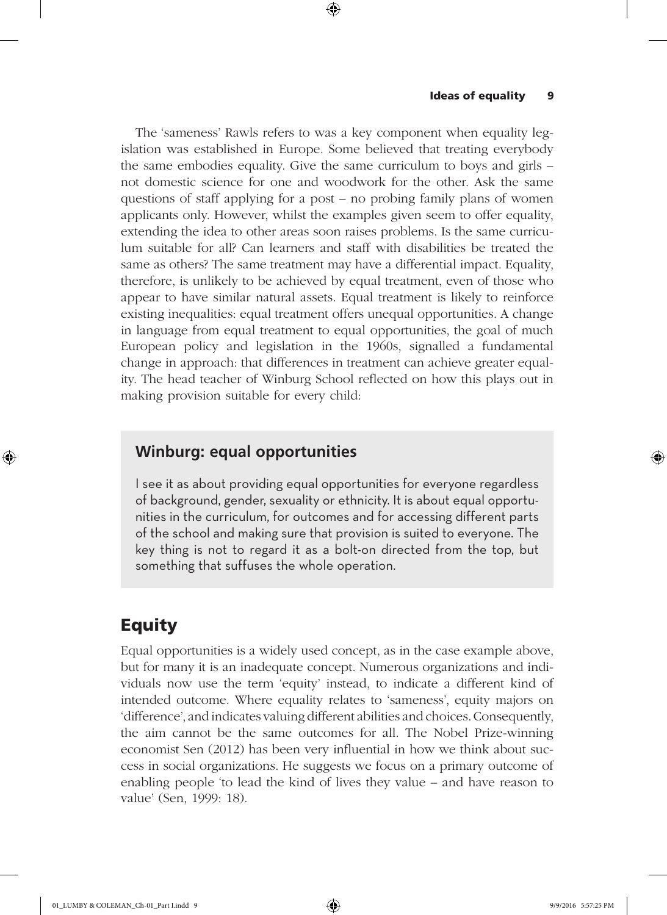The 'sameness' Rawls refers to was a key component when equality legislation was established in Europe. Some believed that treating everybody the same embodies equality. Give the same curriculum to boys and girls – not domestic science for one and woodwork for the other. Ask the same questions of staff applying for a post – no probing family plans of women applicants only. However, whilst the examples given seem to offer equality, extending the idea to other areas soon raises problems. Is the same curriculum suitable for all? Can learners and staff with disabilities be treated the same as others? The same treatment may have a differential impact. Equality, therefore, is unlikely to be achieved by equal treatment, even of those who appear to have similar natural assets. Equal treatment is likely to reinforce existing inequalities: equal treatment offers unequal opportunities. A change in language from equal treatment to equal opportunities, the goal of much European policy and legislation in the 1960s, signalled a fundamental change in approach: that differences in treatment can achieve greater equality. The head teacher of Winburg School reflected on how this plays out in making provision suitable for every child:

> **Winburg: equal opportunities**
>
> I see it as about providing equal opportunities for everyone regardless of background, gender, sexuality or ethnicity. It is about equal opportunities in the curriculum, for outcomes and for accessing different parts of the school and making sure that provision is suited to everyone. The key thing is not to regard it as a bolt-on directed from the top, but something that suffuses the whole operation.

## Equity

Equal opportunities is a widely used concept, as in the case example above, but for many it is an inadequate concept. Numerous organizations and individuals now use the term 'equity' instead, to indicate a different kind of intended outcome. Where equality relates to 'sameness', equity majors on 'difference', and indicates valuing different abilities and choices. Consequently, the aim cannot be the same outcomes for all. The Nobel Prize-winning economist Sen (2012) has been very influential in how we think about success in social organizations. He suggests we focus on a primary outcome of enabling people 'to lead the kind of lives they value – and have reason to value' (Sen, 1999: 18).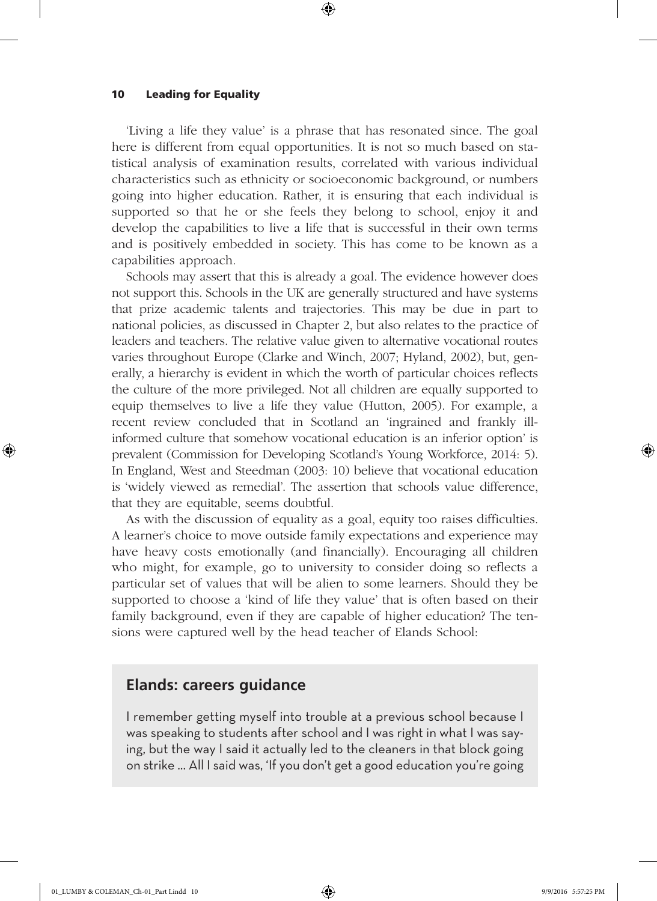'Living a life they value' is a phrase that has resonated since. The goal here is different from equal opportunities. It is not so much based on statistical analysis of examination results, correlated with various individual characteristics such as ethnicity or socioeconomic background, or numbers going into higher education. Rather, it is ensuring that each individual is supported so that he or she feels they belong to school, enjoy it and develop the capabilities to live a life that is successful in their own terms and is positively embedded in society. This has come to be known as a capabilities approach.

Schools may assert that this is already a goal. The evidence however does not support this. Schools in the UK are generally structured and have systems that prize academic talents and trajectories. This may be due in part to national policies, as discussed in Chapter 2, but also relates to the practice of leaders and teachers. The relative value given to alternative vocational routes varies throughout Europe (Clarke and Winch, 2007; Hyland, 2002), but, generally, a hierarchy is evident in which the worth of particular choices reflects the culture of the more privileged. Not all children are equally supported to equip themselves to live a life they value (Hutton, 2005). For example, a recent review concluded that in Scotland an 'ingrained and frankly ill-informed culture that somehow vocational education is an inferior option' is prevalent (Commission for Developing Scotland's Young Workforce, 2014: 5). In England, West and Steedman (2003: 10) believe that vocational education is 'widely viewed as remedial'. The assertion that schools value difference, that they are equitable, seems doubtful.

As with the discussion of equality as a goal, equity too raises difficulties. A learner's choice to move outside family expectations and experience may have heavy costs emotionally (and financially). Encouraging all children who might, for example, go to university to consider doing so reflects a particular set of values that will be alien to some learners. Should they be supported to choose a 'kind of life they value' that is often based on their family background, even if they are capable of higher education? The tensions were captured well by the head teacher of Elands School:

### Elands: careers guidance

I remember getting myself into trouble at a previous school because I was speaking to students after school and I was right in what I was saying, but the way I said it actually led to the cleaners in that block going on strike ... All I said was, 'If you don't get a good education you're going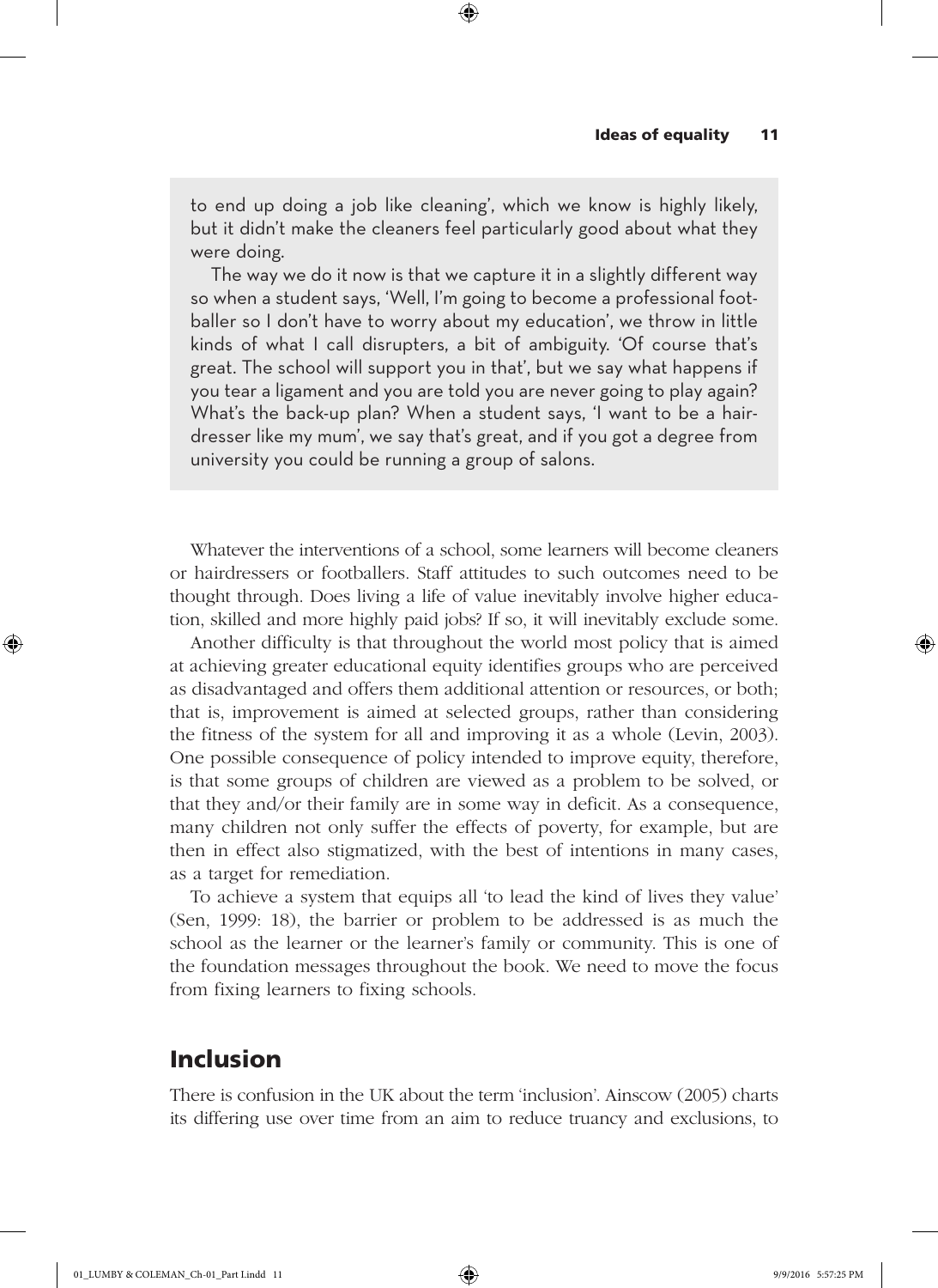to end up doing a job like cleaning', which we know is highly likely, but it didn't make the cleaners feel particularly good about what they were doing.

The way we do it now is that we capture it in a slightly different way so when a student says, 'Well, I'm going to become a professional footballer so I don't have to worry about my education', we throw in little kinds of what I call disrupters, a bit of ambiguity. 'Of course that's great. The school will support you in that', but we say what happens if you tear a ligament and you are told you are never going to play again? What's the back-up plan? When a student says, 'I want to be a hairdresser like my mum', we say that's great, and if you got a degree from university you could be running a group of salons.

Whatever the interventions of a school, some learners will become cleaners or hairdressers or footballers. Staff attitudes to such outcomes need to be thought through. Does living a life of value inevitably involve higher education, skilled and more highly paid jobs? If so, it will inevitably exclude some.

Another difficulty is that throughout the world most policy that is aimed at achieving greater educational equity identifies groups who are perceived as disadvantaged and offers them additional attention or resources, or both; that is, improvement is aimed at selected groups, rather than considering the fitness of the system for all and improving it as a whole (Levin, 2003). One possible consequence of policy intended to improve equity, therefore, is that some groups of children are viewed as a problem to be solved, or that they and/or their family are in some way in deficit. As a consequence, many children not only suffer the effects of poverty, for example, but are then in effect also stigmatized, with the best of intentions in many cases, as a target for remediation.

To achieve a system that equips all 'to lead the kind of lives they value' (Sen, 1999: 18), the barrier or problem to be addressed is as much the school as the learner or the learner's family or community. This is one of the foundation messages throughout the book. We need to move the focus from fixing learners to fixing schools.

## Inclusion

There is confusion in the UK about the term 'inclusion'. Ainscow (2005) charts its differing use over time from an aim to reduce truancy and exclusions, to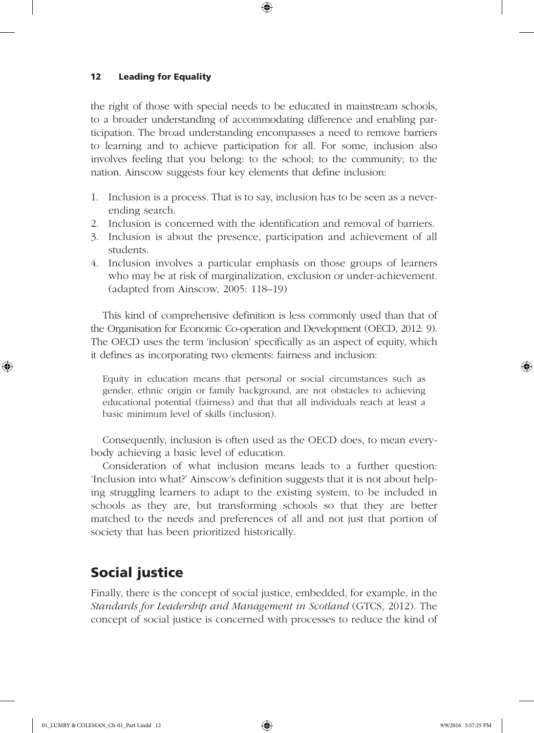the right of those with special needs to be educated in mainstream schools, to a broader understanding of accommodating difference and enabling participation. The broad understanding encompasses a need to remove barriers to learning and to achieve participation for all. For some, inclusion also involves feeling that you belong: to the school; to the community; to the nation. Ainscow suggests four key elements that define inclusion:

1. Inclusion is a process. That is to say, inclusion has to be seen as a never-ending search.
2. Inclusion is concerned with the identification and removal of barriers.
3. Inclusion is about the presence, participation and achievement of all students.
4. Inclusion involves a particular emphasis on those groups of learners who may be at risk of marginalization, exclusion or under-achievement. (adapted from Ainscow, 2005: 118–19)

This kind of comprehensive definition is less commonly used than that of the Organisation for Economic Co-operation and Development (OECD, 2012: 9). The OECD uses the term 'inclusion' specifically as an aspect of equity, which it defines as incorporating two elements: fairness and inclusion:

> Equity in education means that personal or social circumstances such as gender, ethnic origin or family background, are not obstacles to achieving educational potential (fairness) and that that all individuals reach at least a basic minimum level of skills (inclusion).

Consequently, inclusion is often used as the OECD does, to mean everybody achieving a basic level of education.

Consideration of what inclusion means leads to a further question: 'Inclusion into what?' Ainscow's definition suggests that it is not about helping struggling learners to adapt to the existing system, to be included in schools as they are, but transforming schools so that they are better matched to the needs and preferences of all and not just that portion of society that has been prioritized historically.

## Social justice

Finally, there is the concept of social justice, embedded, for example, in the *Standards for Leadership and Management in Scotland* (GTCS, 2012). The concept of social justice is concerned with processes to reduce the kind of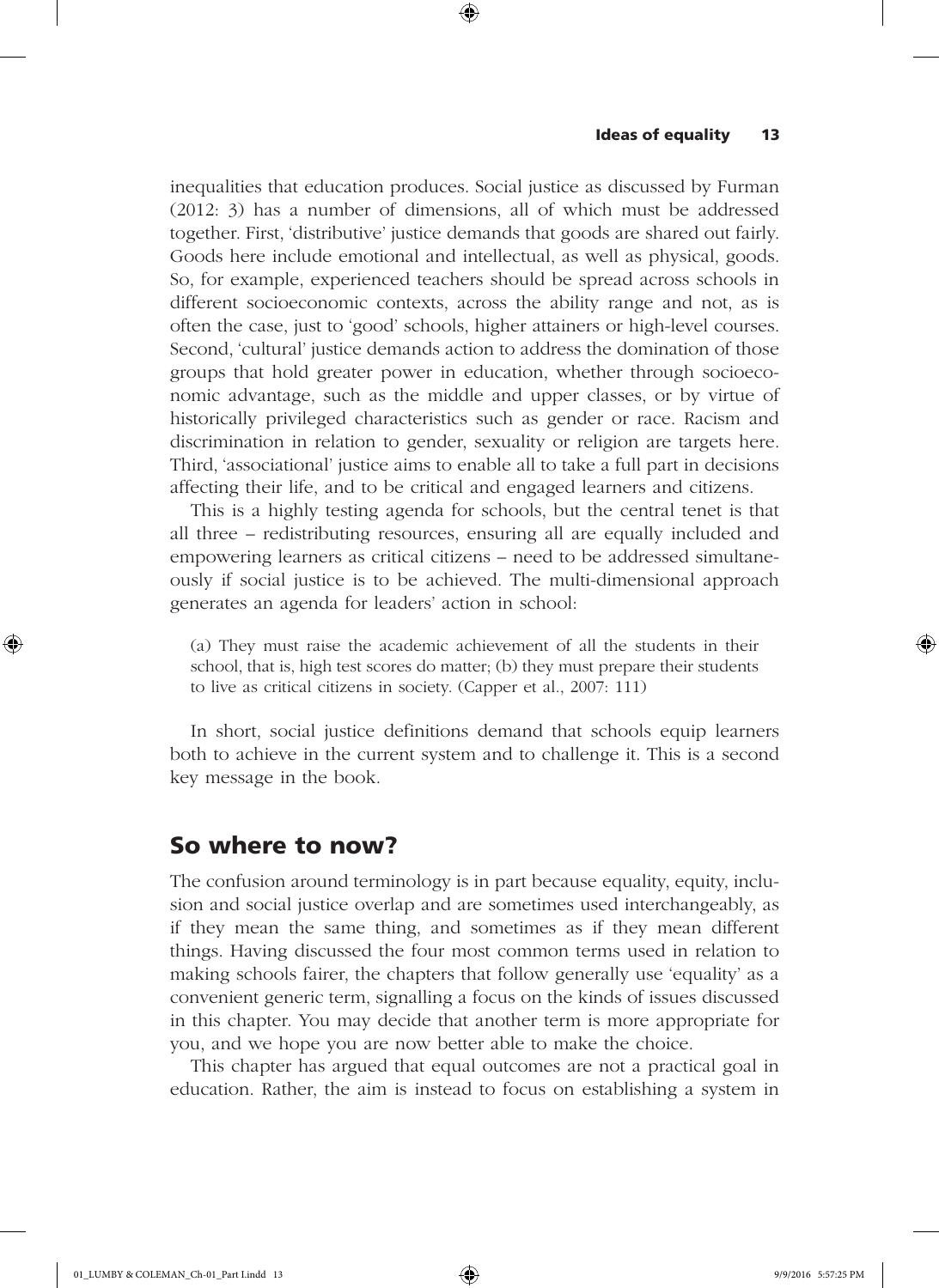inequalities that education produces. Social justice as discussed by Furman (2012: 3) has a number of dimensions, all of which must be addressed together. First, 'distributive' justice demands that goods are shared out fairly. Goods here include emotional and intellectual, as well as physical, goods. So, for example, experienced teachers should be spread across schools in different socioeconomic contexts, across the ability range and not, as is often the case, just to 'good' schools, higher attainers or high-level courses. Second, 'cultural' justice demands action to address the domination of those groups that hold greater power in education, whether through socioeconomic advantage, such as the middle and upper classes, or by virtue of historically privileged characteristics such as gender or race. Racism and discrimination in relation to gender, sexuality or religion are targets here. Third, 'associational' justice aims to enable all to take a full part in decisions affecting their life, and to be critical and engaged learners and citizens.

This is a highly testing agenda for schools, but the central tenet is that all three – redistributing resources, ensuring all are equally included and empowering learners as critical citizens – need to be addressed simultaneously if social justice is to be achieved. The multi-dimensional approach generates an agenda for leaders' action in school:

> (a) They must raise the academic achievement of all the students in their school, that is, high test scores do matter; (b) they must prepare their students to live as critical citizens in society. (Capper et al., 2007: 111)

In short, social justice definitions demand that schools equip learners both to achieve in the current system and to challenge it. This is a second key message in the book.

## So where to now?

The confusion around terminology is in part because equality, equity, inclusion and social justice overlap and are sometimes used interchangeably, as if they mean the same thing, and sometimes as if they mean different things. Having discussed the four most common terms used in relation to making schools fairer, the chapters that follow generally use 'equality' as a convenient generic term, signalling a focus on the kinds of issues discussed in this chapter. You may decide that another term is more appropriate for you, and we hope you are now better able to make the choice.

This chapter has argued that equal outcomes are not a practical goal in education. Rather, the aim is instead to focus on establishing a system in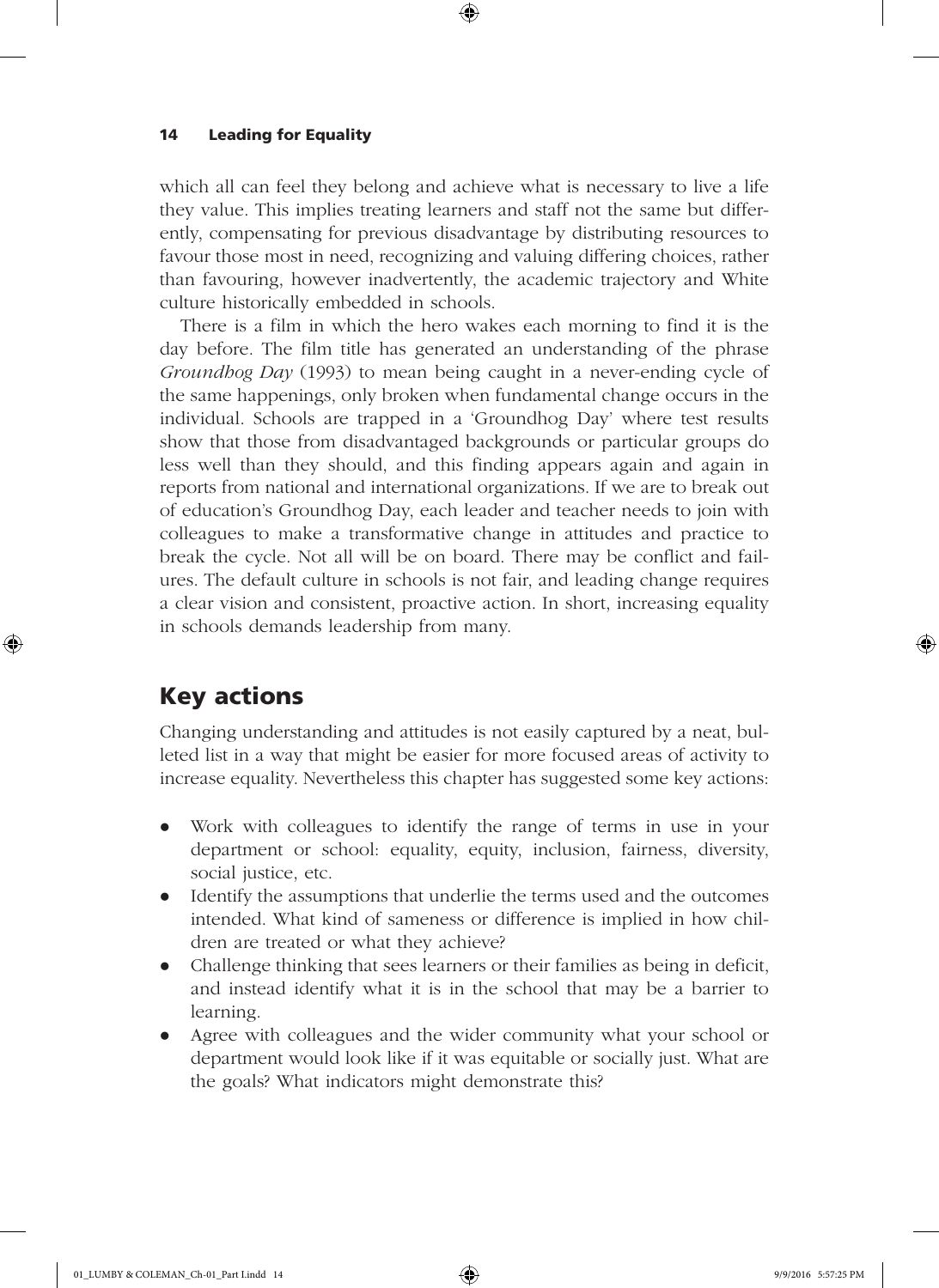which all can feel they belong and achieve what is necessary to live a life they value. This implies treating learners and staff not the same but differently, compensating for previous disadvantage by distributing resources to favour those most in need, recognizing and valuing differing choices, rather than favouring, however inadvertently, the academic trajectory and White culture historically embedded in schools.

There is a film in which the hero wakes each morning to find it is the day before. The film title has generated an understanding of the phrase *Groundhog Day* (1993) to mean being caught in a never-ending cycle of the same happenings, only broken when fundamental change occurs in the individual. Schools are trapped in a 'Groundhog Day' where test results show that those from disadvantaged backgrounds or particular groups do less well than they should, and this finding appears again and again in reports from national and international organizations. If we are to break out of education's Groundhog Day, each leader and teacher needs to join with colleagues to make a transformative change in attitudes and practice to break the cycle. Not all will be on board. There may be conflict and failures. The default culture in schools is not fair, and leading change requires a clear vision and consistent, proactive action. In short, increasing equality in schools demands leadership from many.

## Key actions

Changing understanding and attitudes is not easily captured by a neat, bulleted list in a way that might be easier for more focused areas of activity to increase equality. Nevertheless this chapter has suggested some key actions:

- Work with colleagues to identify the range of terms in use in your department or school: equality, equity, inclusion, fairness, diversity, social justice, etc.
- Identify the assumptions that underlie the terms used and the outcomes intended. What kind of sameness or difference is implied in how children are treated or what they achieve?
- Challenge thinking that sees learners or their families as being in deficit, and instead identify what it is in the school that may be a barrier to learning.
- Agree with colleagues and the wider community what your school or department would look like if it was equitable or socially just. What are the goals? What indicators might demonstrate this?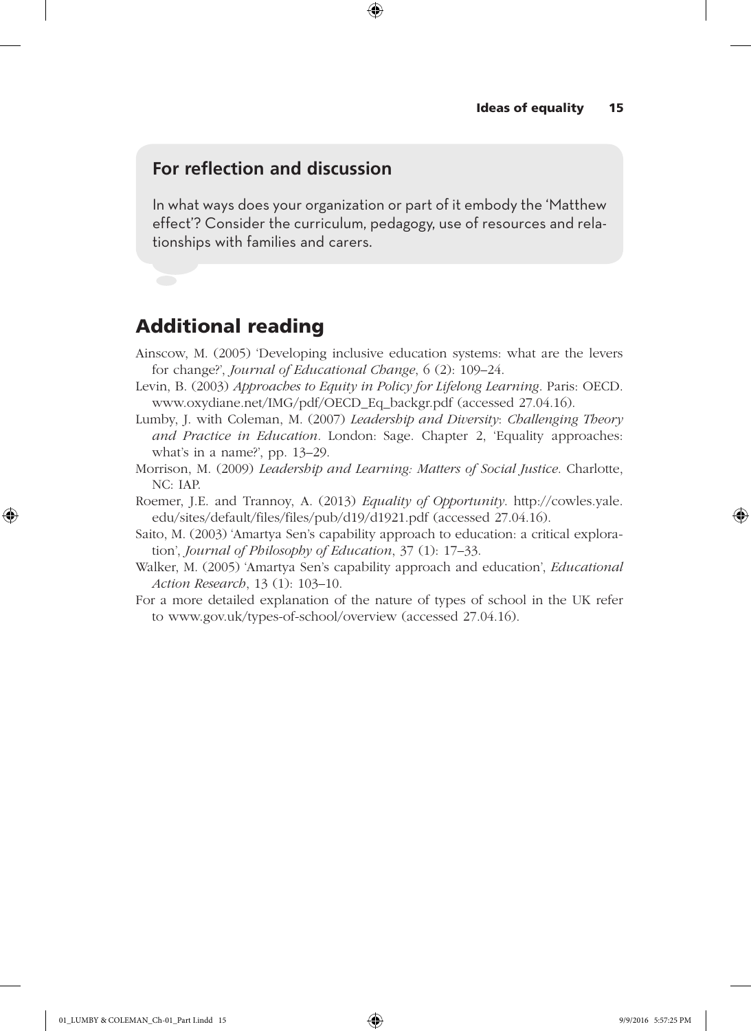## For reflection and discussion

In what ways does your organization or part of it embody the 'Matthew effect'? Consider the curriculum, pedagogy, use of resources and relationships with families and carers.

## Additional reading

Ainscow, M. (2005) 'Developing inclusive education systems: what are the levers for change?', *Journal of Educational Change*, 6 (2): 109–24.

Levin, B. (2003) *Approaches to Equity in Policy for Lifelong Learning*. Paris: OECD. www.oxydiane.net/IMG/pdf/OECD_Eq_backgr.pdf (accessed 27.04.16).

Lumby, J. with Coleman, M. (2007) *Leadership and Diversity: Challenging Theory and Practice in Education*. London: Sage. Chapter 2, 'Equality approaches: what's in a name?', pp. 13–29.

Morrison, M. (2009) *Leadership and Learning: Matters of Social Justice*. Charlotte, NC: IAP.

Roemer, J.E. and Trannoy, A. (2013) *Equality of Opportunity*. http://cowles.yale.edu/sites/default/files/files/pub/d19/d1921.pdf (accessed 27.04.16).

Saito, M. (2003) 'Amartya Sen's capability approach to education: a critical exploration', *Journal of Philosophy of Education*, 37 (1): 17–33.

Walker, M. (2005) 'Amartya Sen's capability approach and education', *Educational Action Research*, 13 (1): 103–10.

For a more detailed explanation of the nature of types of school in the UK refer to www.gov.uk/types-of-school/overview (accessed 27.04.16).